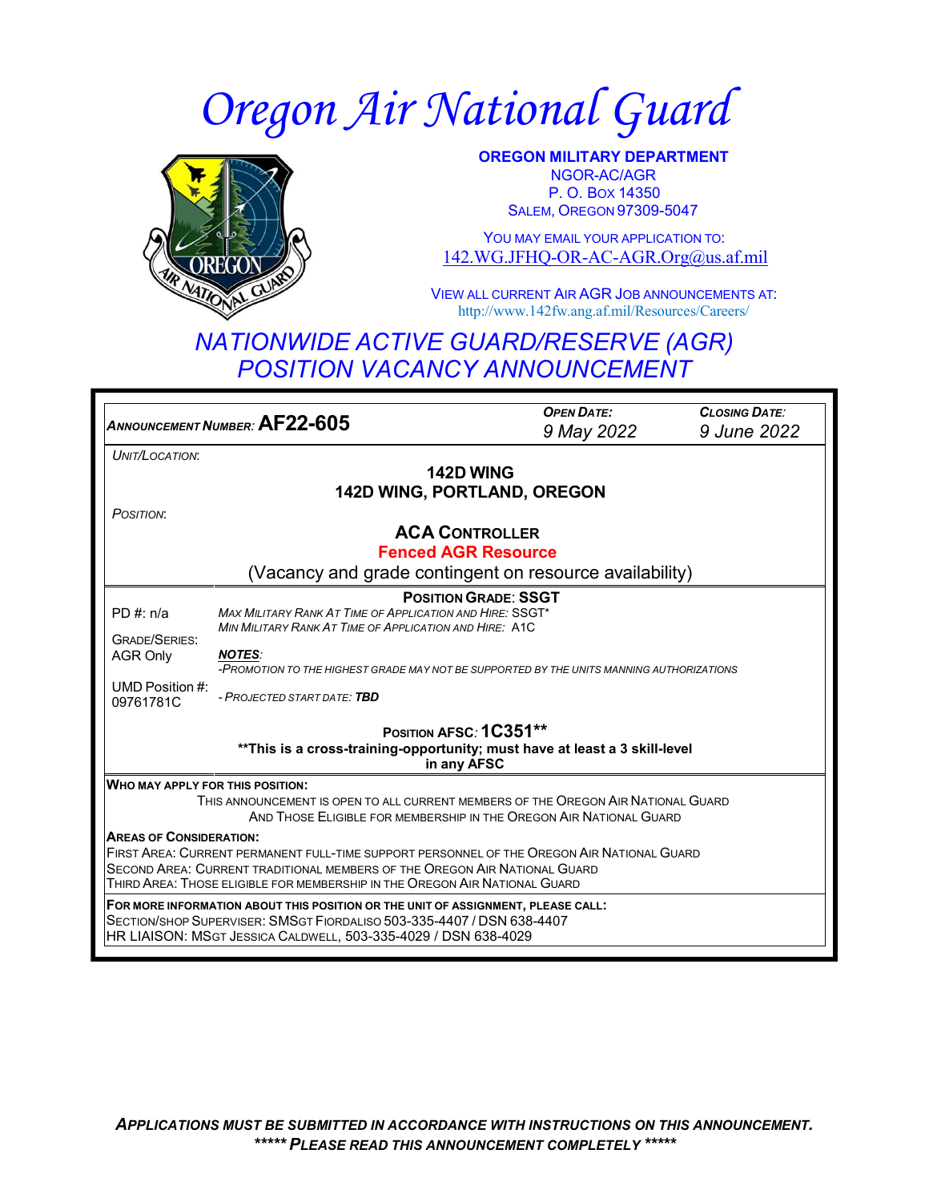# Oregon Air National Guard

**OREGON MILITARY DEPARTMENT**
NGOR-AC/AGR
P. O. BOX 14350
SALEM, OREGON 97309-5047

YOU MAY EMAIL YOUR APPLICATION TO:
142.WG.JFHQ-OR-AC-AGR.Org@us.af.mil

VIEW ALL CURRENT AIR AGR JOB ANNOUNCEMENTS AT:
http://www.142fw.ang.af.mil/Resources/Careers/

## NATIONWIDE ACTIVE GUARD/RESERVE (AGR) POSITION VACANCY ANNOUNCEMENT

| *ANNOUNCEMENT NUMBER:* **AF22-605** | *OPEN DATE:* *9 May 2022* | *CLOSING DATE:* *9 June 2022* |
|---|---|---|

*UNIT/LOCATION:*

**142D WING**
**142D WING, PORTLAND, OREGON**

*POSITION:*

**ACA CONTROLLER**
**Fenced AGR Resource**
(Vacancy and grade contingent on resource availability)

**POSITION GRADE: SSGT**

PD #: n/a

GRADE/SERIES: AGR Only

UMD Position #: 09761781C

*MAX MILITARY RANK AT TIME OF APPLICATION AND HIRE:* SSGT*
*MIN MILITARY RANK AT TIME OF APPLICATION AND HIRE:* A1C

***NOTES:***
*-PROMOTION TO THE HIGHEST GRADE MAY NOT BE SUPPORTED BY THE UNITS MANNING AUTHORIZATIONS*

*- PROJECTED START DATE:* ***TBD***

**POSITION AFSC: 1C351****
****This is a cross-training-opportunity; must have at least a 3 skill-level in any AFSC**

**WHO MAY APPLY FOR THIS POSITION:**
THIS ANNOUNCEMENT IS OPEN TO ALL CURRENT MEMBERS OF THE OREGON AIR NATIONAL GUARD AND THOSE ELIGIBLE FOR MEMBERSHIP IN THE OREGON AIR NATIONAL GUARD

**AREAS OF CONSIDERATION:**
FIRST AREA: CURRENT PERMANENT FULL-TIME SUPPORT PERSONNEL OF THE OREGON AIR NATIONAL GUARD
SECOND AREA: CURRENT TRADITIONAL MEMBERS OF THE OREGON AIR NATIONAL GUARD
THIRD AREA: THOSE ELIGIBLE FOR MEMBERSHIP IN THE OREGON AIR NATIONAL GUARD

**FOR MORE INFORMATION ABOUT THIS POSITION OR THE UNIT OF ASSIGNMENT, PLEASE CALL:**
SECTION/SHOP SUPERVISER: SMSGT FIORDALISO 503-335-4407 / DSN 638-4407
HR LIAISON: MSGT JESSICA CALDWELL, 503-335-4029 / DSN 638-4029

***APPLICATIONS MUST BE SUBMITTED IN ACCORDANCE WITH INSTRUCTIONS ON THIS ANNOUNCEMENT.***
***\*\*\*\*\* PLEASE READ THIS ANNOUNCEMENT COMPLETELY \*\*\*\*\****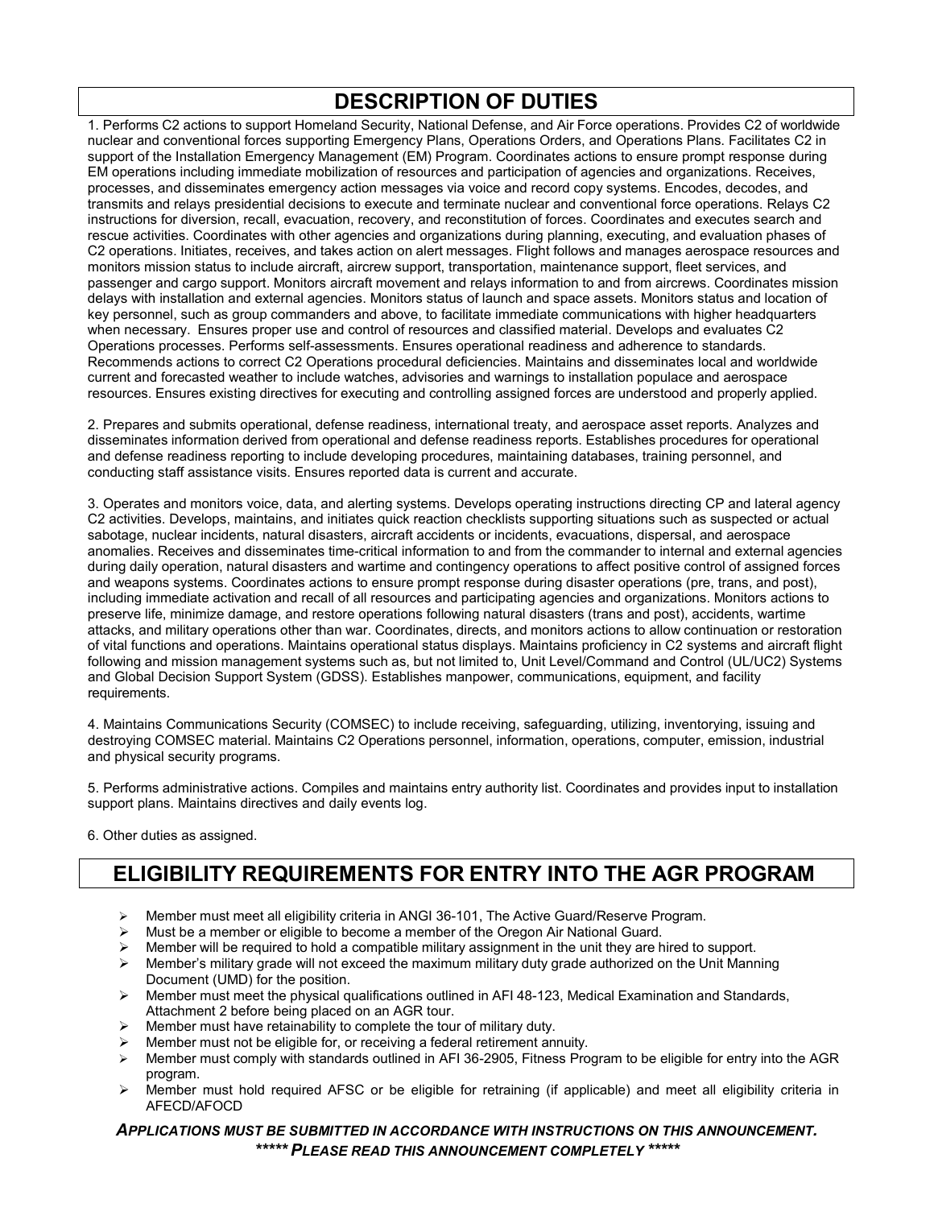## DESCRIPTION OF DUTIES

1. Performs C2 actions to support Homeland Security, National Defense, and Air Force operations. Provides C2 of worldwide nuclear and conventional forces supporting Emergency Plans, Operations Orders, and Operations Plans. Facilitates C2 in support of the Installation Emergency Management (EM) Program. Coordinates actions to ensure prompt response during EM operations including immediate mobilization of resources and participation of agencies and organizations. Receives, processes, and disseminates emergency action messages via voice and record copy systems. Encodes, decodes, and transmits and relays presidential decisions to execute and terminate nuclear and conventional force operations. Relays C2 instructions for diversion, recall, evacuation, recovery, and reconstitution of forces. Coordinates and executes search and rescue activities. Coordinates with other agencies and organizations during planning, executing, and evaluation phases of C2 operations. Initiates, receives, and takes action on alert messages. Flight follows and manages aerospace resources and monitors mission status to include aircraft, aircrew support, transportation, maintenance support, fleet services, and passenger and cargo support. Monitors aircraft movement and relays information to and from aircrews. Coordinates mission delays with installation and external agencies. Monitors status of launch and space assets. Monitors status and location of key personnel, such as group commanders and above, to facilitate immediate communications with higher headquarters when necessary. Ensures proper use and control of resources and classified material. Develops and evaluates C2 Operations processes. Performs self-assessments. Ensures operational readiness and adherence to standards. Recommends actions to correct C2 Operations procedural deficiencies. Maintains and disseminates local and worldwide current and forecasted weather to include watches, advisories and warnings to installation populace and aerospace resources. Ensures existing directives for executing and controlling assigned forces are understood and properly applied.

2. Prepares and submits operational, defense readiness, international treaty, and aerospace asset reports. Analyzes and disseminates information derived from operational and defense readiness reports. Establishes procedures for operational and defense readiness reporting to include developing procedures, maintaining databases, training personnel, and conducting staff assistance visits. Ensures reported data is current and accurate.

3. Operates and monitors voice, data, and alerting systems. Develops operating instructions directing CP and lateral agency C2 activities. Develops, maintains, and initiates quick reaction checklists supporting situations such as suspected or actual sabotage, nuclear incidents, natural disasters, aircraft accidents or incidents, evacuations, dispersal, and aerospace anomalies. Receives and disseminates time-critical information to and from the commander to internal and external agencies during daily operation, natural disasters and wartime and contingency operations to affect positive control of assigned forces and weapons systems. Coordinates actions to ensure prompt response during disaster operations (pre, trans, and post), including immediate activation and recall of all resources and participating agencies and organizations. Monitors actions to preserve life, minimize damage, and restore operations following natural disasters (trans and post), accidents, wartime attacks, and military operations other than war. Coordinates, directs, and monitors actions to allow continuation or restoration of vital functions and operations. Maintains operational status displays. Maintains proficiency in C2 systems and aircraft flight following and mission management systems such as, but not limited to, Unit Level/Command and Control (UL/UC2) Systems and Global Decision Support System (GDSS). Establishes manpower, communications, equipment, and facility requirements.

4. Maintains Communications Security (COMSEC) to include receiving, safeguarding, utilizing, inventorying, issuing and destroying COMSEC material. Maintains C2 Operations personnel, information, operations, computer, emission, industrial and physical security programs.

5. Performs administrative actions. Compiles and maintains entry authority list. Coordinates and provides input to installation support plans. Maintains directives and daily events log.

6. Other duties as assigned.

## ELIGIBILITY REQUIREMENTS FOR ENTRY INTO THE AGR PROGRAM

- Member must meet all eligibility criteria in ANGI 36-101, The Active Guard/Reserve Program.
- Must be a member or eligible to become a member of the Oregon Air National Guard.
- Member will be required to hold a compatible military assignment in the unit they are hired to support.
- Member's military grade will not exceed the maximum military duty grade authorized on the Unit Manning Document (UMD) for the position.
- Member must meet the physical qualifications outlined in AFI 48-123, Medical Examination and Standards, Attachment 2 before being placed on an AGR tour.
- Member must have retainability to complete the tour of military duty.
- Member must not be eligible for, or receiving a federal retirement annuity.
- Member must comply with standards outlined in AFI 36-2905, Fitness Program to be eligible for entry into the AGR program.
- Member must hold required AFSC or be eligible for retraining (if applicable) and meet all eligibility criteria in AFECD/AFOCD

***APPLICATIONS MUST BE SUBMITTED IN ACCORDANCE WITH INSTRUCTIONS ON THIS ANNOUNCEMENT.***

***\*\*\*\*\* PLEASE READ THIS ANNOUNCEMENT COMPLETELY \*\*\*\*\****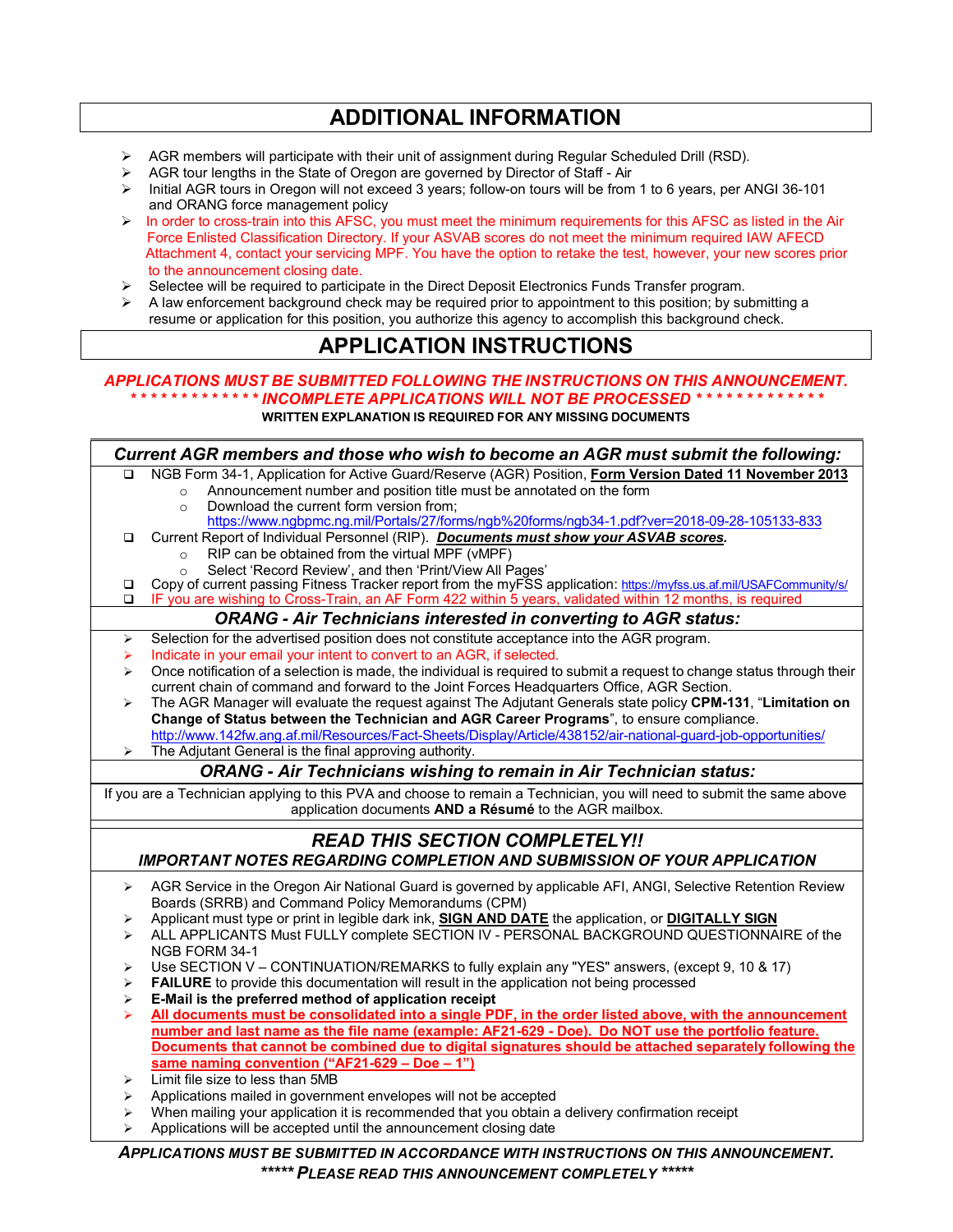# ADDITIONAL INFORMATION

- AGR members will participate with their unit of assignment during Regular Scheduled Drill (RSD).
- AGR tour lengths in the State of Oregon are governed by Director of Staff - Air
- Initial AGR tours in Oregon will not exceed 3 years; follow-on tours will be from 1 to 6 years, per ANGI 36-101 and ORANG force management policy
- In order to cross-train into this AFSC, you must meet the minimum requirements for this AFSC as listed in the Air Force Enlisted Classification Directory. If your ASVAB scores do not meet the minimum required IAW AFECD Attachment 4, contact your servicing MPF. You have the option to retake the test, however, your new scores prior to the announcement closing date.
- Selectee will be required to participate in the Direct Deposit Electronics Funds Transfer program.
- A law enforcement background check may be required prior to appointment to this position; by submitting a resume or application for this position, you authorize this agency to accomplish this background check.

# APPLICATION INSTRUCTIONS

***APPLICATIONS MUST BE SUBMITTED FOLLOWING THE INSTRUCTIONS ON THIS ANNOUNCEMENT.***

***\* \* \* \* \* \* \* \* \* \* \* \* \* INCOMPLETE APPLICATIONS WILL NOT BE PROCESSED \* \* \* \* \* \* \* \* \* \* \* \* \****

**WRITTEN EXPLANATION IS REQUIRED FOR ANY MISSING DOCUMENTS**

### *Current AGR members and those who wish to become an AGR must submit the following:*

- ❑ NGB Form 34-1, Application for Active Guard/Reserve (AGR) Position, **Form Version Dated 11 November 2013**
  - Announcement number and position title must be annotated on the form
  - Download the current form version from; https://www.ngbpmc.ng.mil/Portals/27/forms/ngb%20forms/ngb34-1.pdf?ver=2018-09-28-105133-833
- ❑ Current Report of Individual Personnel (RIP). ***Documents must show your ASVAB scores.***
  - RIP can be obtained from the virtual MPF (vMPF)
  - Select 'Record Review', and then 'Print/View All Pages'
- ❑ Copy of current passing Fitness Tracker report from the myFSS application: https://myfss.us.af.mil/USAFCommunity/s/
- ❑ IF you are wishing to Cross-Train, an AF Form 422 within 5 years, validated within 12 months, is required

### *ORANG - Air Technicians interested in converting to AGR status:*

- Selection for the advertised position does not constitute acceptance into the AGR program.
- Indicate in your email your intent to convert to an AGR, if selected.
- Once notification of a selection is made, the individual is required to submit a request to change status through their current chain of command and forward to the Joint Forces Headquarters Office, AGR Section.
- The AGR Manager will evaluate the request against The Adjutant Generals state policy **CPM-131**, "**Limitation on Change of Status between the Technician and AGR Career Programs**", to ensure compliance. http://www.142fw.ang.af.mil/Resources/Fact-Sheets/Display/Article/438152/air-national-guard-job-opportunities/
- The Adjutant General is the final approving authority.

### *ORANG - Air Technicians wishing to remain in Air Technician status:*

If you are a Technician applying to this PVA and choose to remain a Technician, you will need to submit the same above application documents **AND a Résumé** to the AGR mailbox.

### *READ THIS SECTION COMPLETELY!!*

***IMPORTANT NOTES REGARDING COMPLETION AND SUBMISSION OF YOUR APPLICATION***

- AGR Service in the Oregon Air National Guard is governed by applicable AFI, ANGI, Selective Retention Review Boards (SRRB) and Command Policy Memorandums (CPM)
- Applicant must type or print in legible dark ink, **SIGN AND DATE** the application, or **DIGITALLY SIGN**
- ALL APPLICANTS Must FULLY complete SECTION IV - PERSONAL BACKGROUND QUESTIONNAIRE of the NGB FORM 34-1
- Use SECTION V – CONTINUATION/REMARKS to fully explain any "YES" answers, (except 9, 10 & 17)
- **FAILURE** to provide this documentation will result in the application not being processed
- **E-Mail is the preferred method of application receipt**
- **All documents must be consolidated into a single PDF, in the order listed above, with the announcement number and last name as the file name (example: AF21-629 - Doe). Do NOT use the portfolio feature. Documents that cannot be combined due to digital signatures should be attached separately following the same naming convention ("AF21-629 – Doe – 1")**
- Limit file size to less than 5MB
- Applications mailed in government envelopes will not be accepted
- When mailing your application it is recommended that you obtain a delivery confirmation receipt
- Applications will be accepted until the announcement closing date

***APPLICATIONS MUST BE SUBMITTED IN ACCORDANCE WITH INSTRUCTIONS ON THIS ANNOUNCEMENT.***

***\*\*\*\*\* PLEASE READ THIS ANNOUNCEMENT COMPLETELY \*\*\*\*\****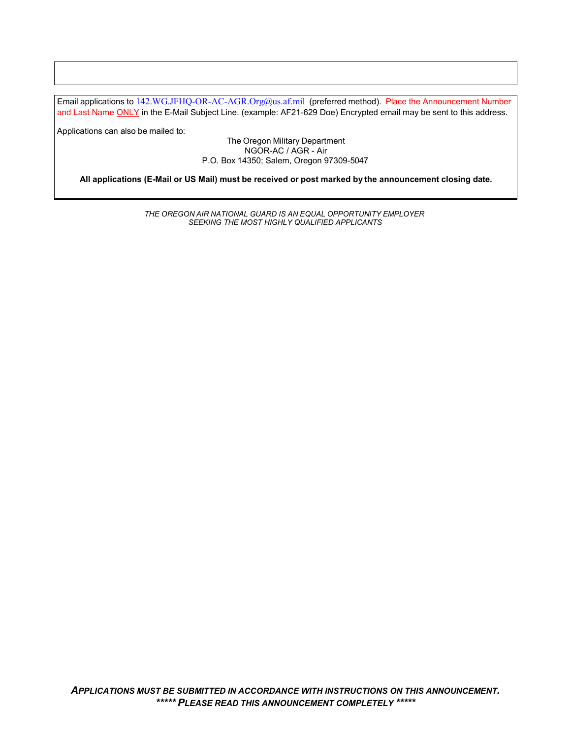Email applications to 142.WG.JFHQ-OR-AC-AGR.Org@us.af.mil (preferred method). Place the Announcement Number and Last Name ONLY in the E-Mail Subject Line. (example: AF21-629 Doe) Encrypted email may be sent to this address.

Applications can also be mailed to:

The Oregon Military Department
NGOR-AC / AGR - Air
P.O. Box 14350; Salem, Oregon 97309-5047

**All applications (E-Mail or US Mail) must be received or post marked by the announcement closing date.**

*THE OREGON AIR NATIONAL GUARD IS AN EQUAL OPPORTUNITY EMPLOYER*
*SEEKING THE MOST HIGHLY QUALIFIED APPLICANTS*

***APPLICATIONS MUST BE SUBMITTED IN ACCORDANCE WITH INSTRUCTIONS ON THIS ANNOUNCEMENT.***
***\*\*\*\*\* PLEASE READ THIS ANNOUNCEMENT COMPLETELY \*\*\*\*\****